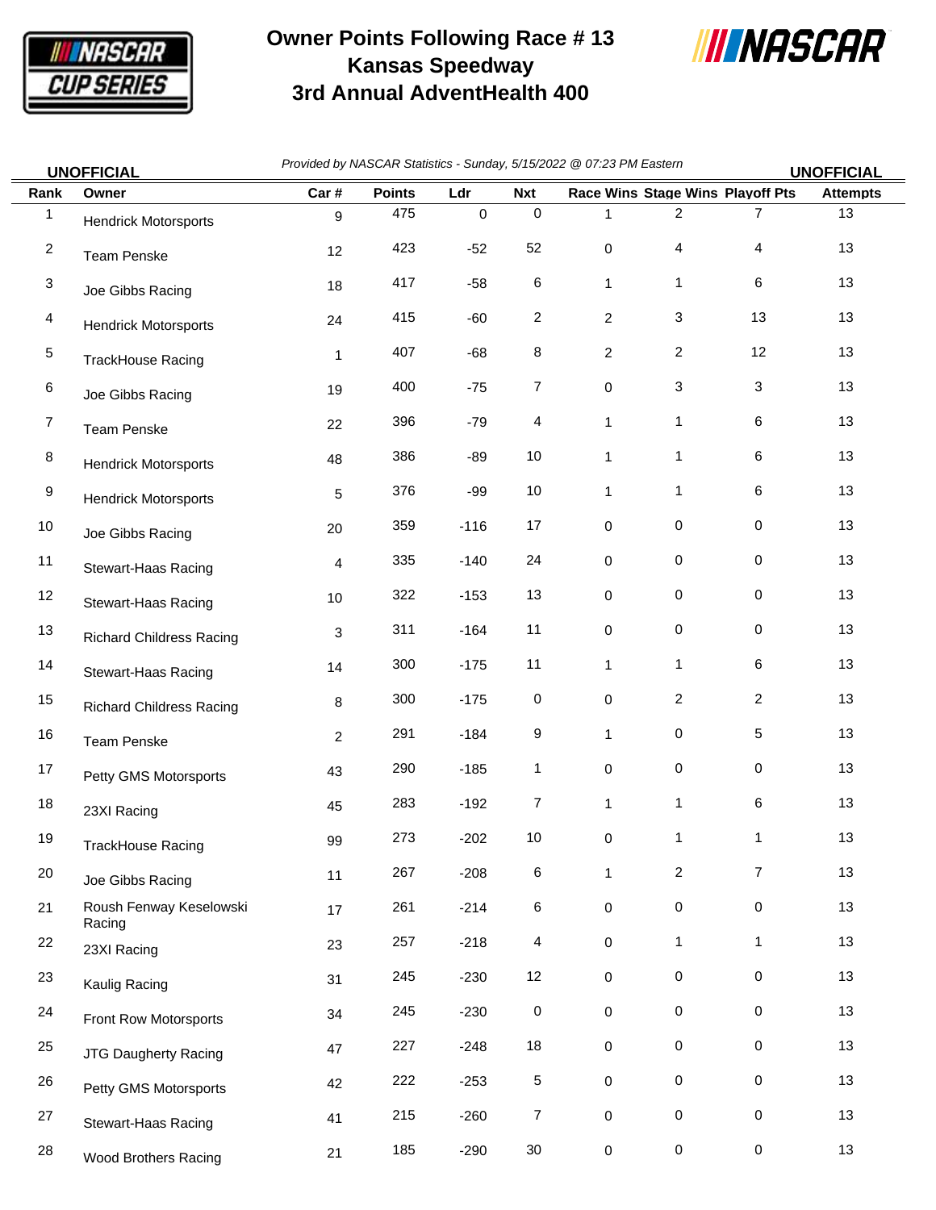# Owner Points Following Race # 13
# Kansas Speedway
# 3rd Annual AdventHealth 400

UNOFFICIAL

*Provided by NASCAR Statistics - Sunday, 5/15/2022 @ 07:23 PM Eastern*

UNOFFICIAL

| Rank | Owner | Car # | Points | Ldr | Nxt | Race Wins | Stage Wins | Playoff Pts | Attempts |
|---|---|---|---|---|---|---|---|---|---|
| 1 | Hendrick Motorsports | 9 | 475 | 0 | 0 | 1 | 2 | 7 | 13 |
| 2 | Team Penske | 12 | 423 | -52 | 52 | 0 | 4 | 4 | 13 |
| 3 | Joe Gibbs Racing | 18 | 417 | -58 | 6 | 1 | 1 | 6 | 13 |
| 4 | Hendrick Motorsports | 24 | 415 | -60 | 2 | 2 | 3 | 13 | 13 |
| 5 | TrackHouse Racing | 1 | 407 | -68 | 8 | 2 | 2 | 12 | 13 |
| 6 | Joe Gibbs Racing | 19 | 400 | -75 | 7 | 0 | 3 | 3 | 13 |
| 7 | Team Penske | 22 | 396 | -79 | 4 | 1 | 1 | 6 | 13 |
| 8 | Hendrick Motorsports | 48 | 386 | -89 | 10 | 1 | 1 | 6 | 13 |
| 9 | Hendrick Motorsports | 5 | 376 | -99 | 10 | 1 | 1 | 6 | 13 |
| 10 | Joe Gibbs Racing | 20 | 359 | -116 | 17 | 0 | 0 | 0 | 13 |
| 11 | Stewart-Haas Racing | 4 | 335 | -140 | 24 | 0 | 0 | 0 | 13 |
| 12 | Stewart-Haas Racing | 10 | 322 | -153 | 13 | 0 | 0 | 0 | 13 |
| 13 | Richard Childress Racing | 3 | 311 | -164 | 11 | 0 | 0 | 0 | 13 |
| 14 | Stewart-Haas Racing | 14 | 300 | -175 | 11 | 1 | 1 | 6 | 13 |
| 15 | Richard Childress Racing | 8 | 300 | -175 | 0 | 0 | 2 | 2 | 13 |
| 16 | Team Penske | 2 | 291 | -184 | 9 | 1 | 0 | 5 | 13 |
| 17 | Petty GMS Motorsports | 43 | 290 | -185 | 1 | 0 | 0 | 0 | 13 |
| 18 | 23XI Racing | 45 | 283 | -192 | 7 | 1 | 1 | 6 | 13 |
| 19 | TrackHouse Racing | 99 | 273 | -202 | 10 | 0 | 1 | 1 | 13 |
| 20 | Joe Gibbs Racing | 11 | 267 | -208 | 6 | 1 | 2 | 7 | 13 |
| 21 | Roush Fenway Keselowski Racing | 17 | 261 | -214 | 6 | 0 | 0 | 0 | 13 |
| 22 | 23XI Racing | 23 | 257 | -218 | 4 | 0 | 1 | 1 | 13 |
| 23 | Kaulig Racing | 31 | 245 | -230 | 12 | 0 | 0 | 0 | 13 |
| 24 | Front Row Motorsports | 34 | 245 | -230 | 0 | 0 | 0 | 0 | 13 |
| 25 | JTG Daugherty Racing | 47 | 227 | -248 | 18 | 0 | 0 | 0 | 13 |
| 26 | Petty GMS Motorsports | 42 | 222 | -253 | 5 | 0 | 0 | 0 | 13 |
| 27 | Stewart-Haas Racing | 41 | 215 | -260 | 7 | 0 | 0 | 0 | 13 |
| 28 | Wood Brothers Racing | 21 | 185 | -290 | 30 | 0 | 0 | 0 | 13 |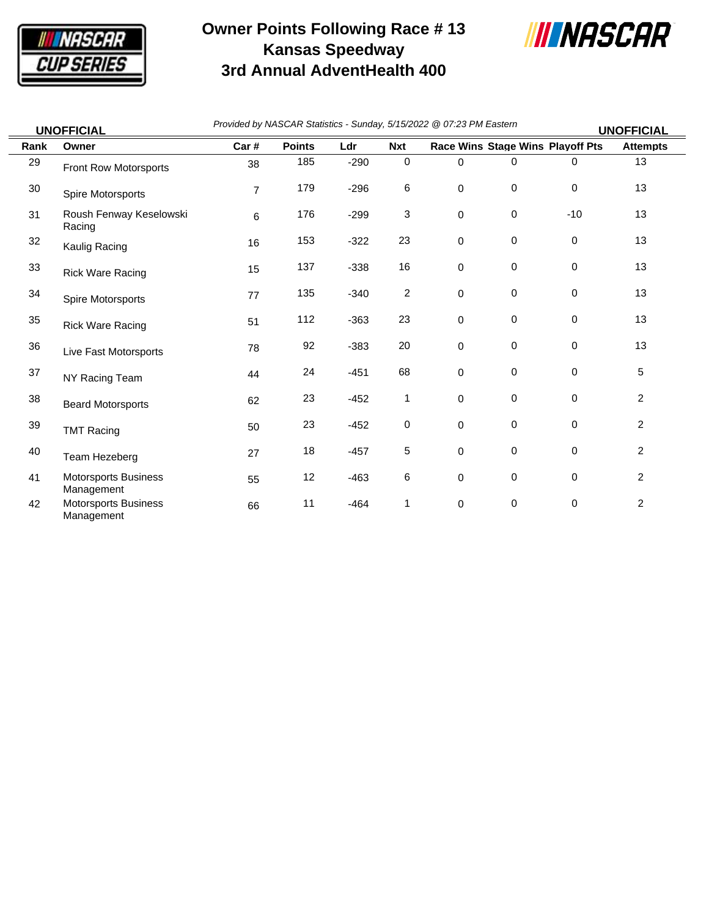# Owner Points Following Race # 13
# Kansas Speedway
# 3rd Annual AdventHealth 400

**UNOFFICIAL** *Provided by NASCAR Statistics - Sunday, 5/15/2022 @ 07:23 PM Eastern* **UNOFFICIAL**

| Rank | Owner | Car # | Points | Ldr | Nxt | Race Wins | Stage Wins | Playoff Pts | Attempts |
|---|---|---|---|---|---|---|---|---|---|
| 29 | Front Row Motorsports | 38 | 185 | -290 | 0 | 0 | 0 | 0 | 13 |
| 30 | Spire Motorsports | 7 | 179 | -296 | 6 | 0 | 0 | 0 | 13 |
| 31 | Roush Fenway Keselowski Racing | 6 | 176 | -299 | 3 | 0 | 0 | -10 | 13 |
| 32 | Kaulig Racing | 16 | 153 | -322 | 23 | 0 | 0 | 0 | 13 |
| 33 | Rick Ware Racing | 15 | 137 | -338 | 16 | 0 | 0 | 0 | 13 |
| 34 | Spire Motorsports | 77 | 135 | -340 | 2 | 0 | 0 | 0 | 13 |
| 35 | Rick Ware Racing | 51 | 112 | -363 | 23 | 0 | 0 | 0 | 13 |
| 36 | Live Fast Motorsports | 78 | 92 | -383 | 20 | 0 | 0 | 0 | 13 |
| 37 | NY Racing Team | 44 | 24 | -451 | 68 | 0 | 0 | 0 | 5 |
| 38 | Beard Motorsports | 62 | 23 | -452 | 1 | 0 | 0 | 0 | 2 |
| 39 | TMT Racing | 50 | 23 | -452 | 0 | 0 | 0 | 0 | 2 |
| 40 | Team Hezeberg | 27 | 18 | -457 | 5 | 0 | 0 | 0 | 2 |
| 41 | Motorsports Business Management | 55 | 12 | -463 | 6 | 0 | 0 | 0 | 2 |
| 42 | Motorsports Business Management | 66 | 11 | -464 | 1 | 0 | 0 | 0 | 2 |